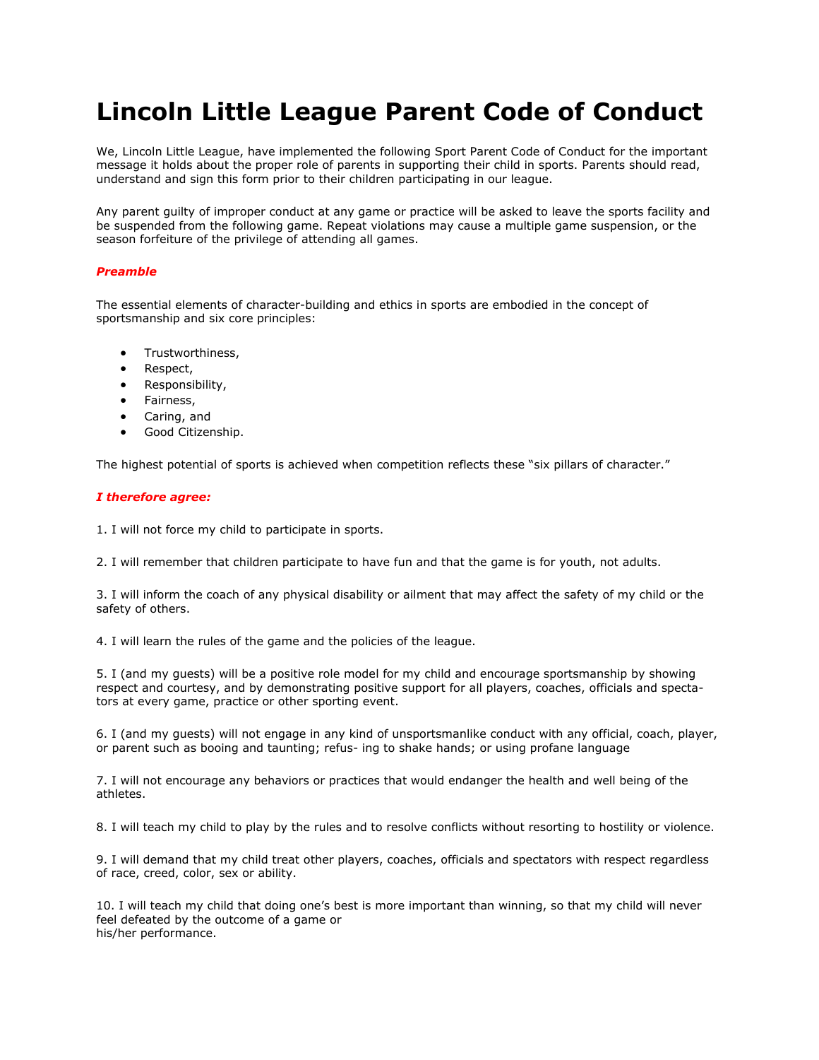# Lincoln Little League Parent Code of Conduct

We, Lincoln Little League, have implemented the following Sport Parent Code of Conduct for the important message it holds about the proper role of parents in supporting their child in sports. Parents should read, understand and sign this form prior to their children participating in our league.

Any parent guilty of improper conduct at any game or practice will be asked to leave the sports facility and be suspended from the following game. Repeat violations may cause a multiple game suspension, or the season forfeiture of the privilege of attending all games.

***Preamble***

The essential elements of character-building and ethics in sports are embodied in the concept of sportsmanship and six core principles:

- Trustworthiness,
- Respect,
- Responsibility,
- Fairness,
- Caring, and
- Good Citizenship.

The highest potential of sports is achieved when competition reflects these "six pillars of character."

***I therefore agree:***

1. I will not force my child to participate in sports.

2. I will remember that children participate to have fun and that the game is for youth, not adults.

3. I will inform the coach of any physical disability or ailment that may affect the safety of my child or the safety of others.

4. I will learn the rules of the game and the policies of the league.

5. I (and my guests) will be a positive role model for my child and encourage sportsmanship by showing respect and courtesy, and by demonstrating positive support for all players, coaches, officials and spectators at every game, practice or other sporting event.

6. I (and my guests) will not engage in any kind of unsportsmanlike conduct with any official, coach, player, or parent such as booing and taunting; refusing to shake hands; or using profane language

7. I will not encourage any behaviors or practices that would endanger the health and well being of the athletes.

8. I will teach my child to play by the rules and to resolve conflicts without resorting to hostility or violence.

9. I will demand that my child treat other players, coaches, officials and spectators with respect regardless of race, creed, color, sex or ability.

10. I will teach my child that doing one's best is more important than winning, so that my child will never feel defeated by the outcome of a game or his/her performance.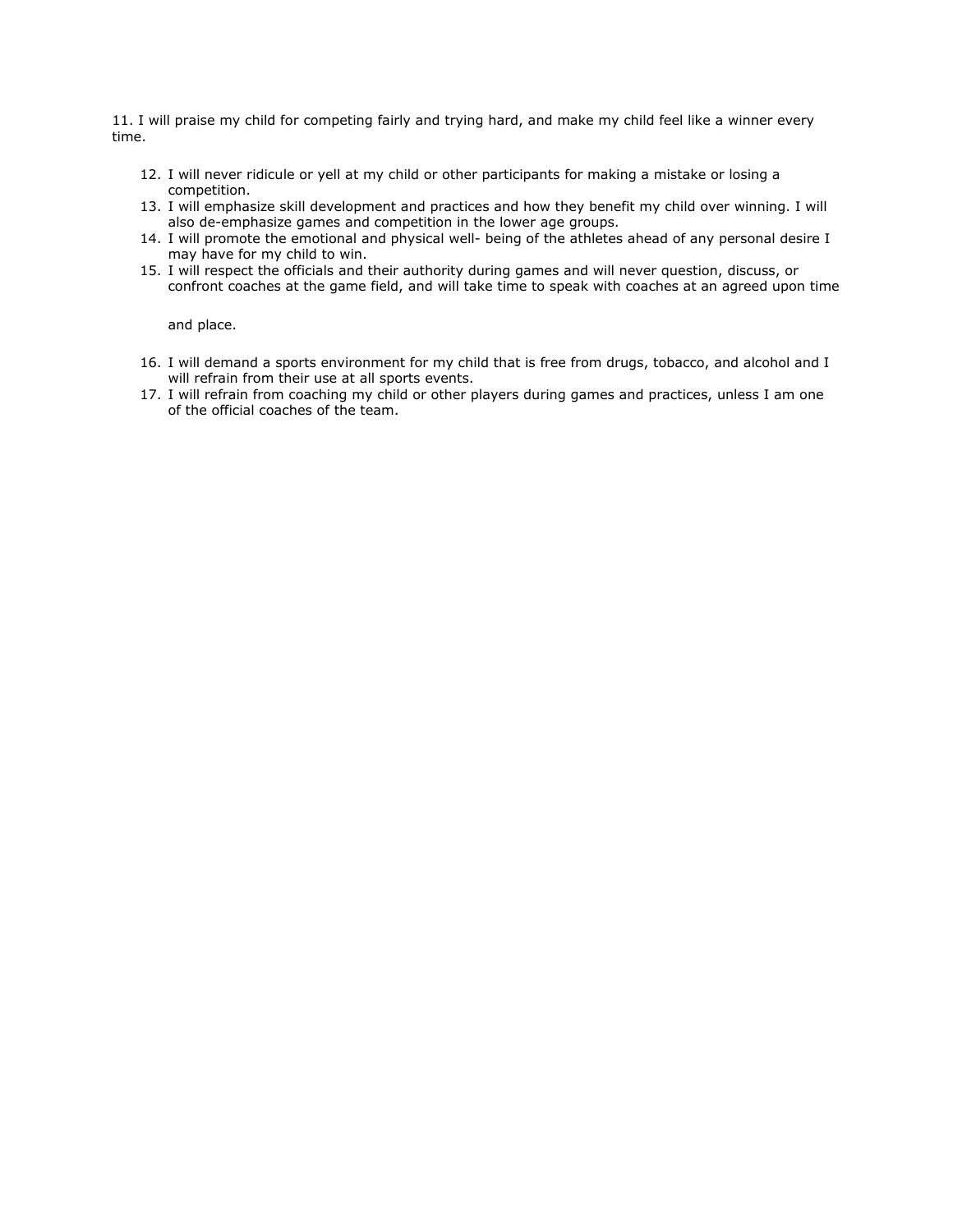11. I will praise my child for competing fairly and trying hard, and make my child feel like a winner every time.

12. I will never ridicule or yell at my child or other participants for making a mistake or losing a competition.
13. I will emphasize skill development and practices and how they benefit my child over winning. I will also de-emphasize games and competition in the lower age groups.
14. I will promote the emotional and physical well- being of the athletes ahead of any personal desire I may have for my child to win.
15. I will respect the officials and their authority during games and will never question, discuss, or confront coaches at the game field, and will take time to speak with coaches at an agreed upon time and place.
16. I will demand a sports environment for my child that is free from drugs, tobacco, and alcohol and I will refrain from their use at all sports events.
17. I will refrain from coaching my child or other players during games and practices, unless I am one of the official coaches of the team.